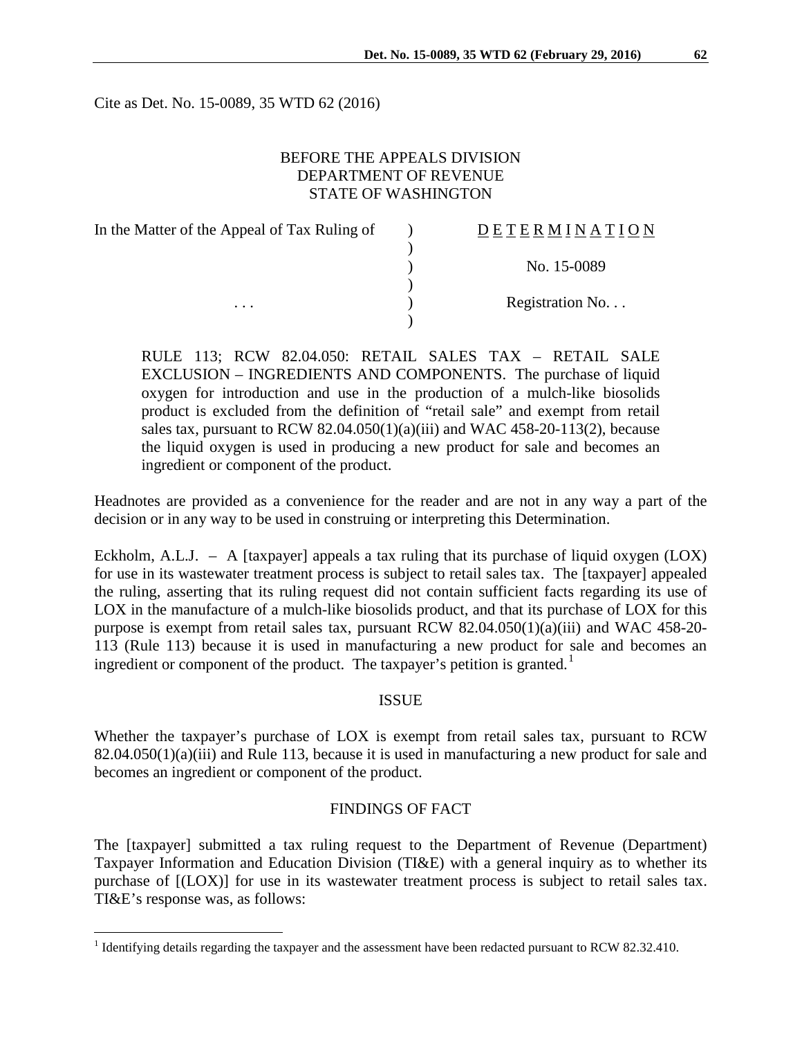Cite as Det. No. 15-0089, 35 WTD 62 (2016)

BEFORE THE APPEALS DIVISION
DEPARTMENT OF REVENUE
STATE OF WASHINGTON

| In the Matter of the Appeal of Tax Ruling of | ) | D E T E R M I N A T I O N |
|---|---|---|
| | ) | |
| | ) | No. 15-0089 |
| | ) | |
| . . . | ) | Registration No. . . |
| | ) | |

RULE 113; RCW 82.04.050: RETAIL SALES TAX – RETAIL SALE EXCLUSION – INGREDIENTS AND COMPONENTS. The purchase of liquid oxygen for introduction and use in the production of a mulch-like biosolids product is excluded from the definition of "retail sale" and exempt from retail sales tax, pursuant to RCW 82.04.050(1)(a)(iii) and WAC 458-20-113(2), because the liquid oxygen is used in producing a new product for sale and becomes an ingredient or component of the product.

Headnotes are provided as a convenience for the reader and are not in any way a part of the decision or in any way to be used in construing or interpreting this Determination.

Eckholm, A.L.J. – A [taxpayer] appeals a tax ruling that its purchase of liquid oxygen (LOX) for use in its wastewater treatment process is subject to retail sales tax. The [taxpayer] appealed the ruling, asserting that its ruling request did not contain sufficient facts regarding its use of LOX in the manufacture of a mulch-like biosolids product, and that its purchase of LOX for this purpose is exempt from retail sales tax, pursuant RCW 82.04.050(1)(a)(iii) and WAC 458-20-113 (Rule 113) because it is used in manufacturing a new product for sale and becomes an ingredient or component of the product. The taxpayer's petition is granted.[1]

## ISSUE

Whether the taxpayer's purchase of LOX is exempt from retail sales tax, pursuant to RCW 82.04.050(1)(a)(iii) and Rule 113, because it is used in manufacturing a new product for sale and becomes an ingredient or component of the product.

## FINDINGS OF FACT

The [taxpayer] submitted a tax ruling request to the Department of Revenue (Department) Taxpayer Information and Education Division (TI&E) with a general inquiry as to whether its purchase of [(LOX)] for use in its wastewater treatment process is subject to retail sales tax. TI&E's response was, as follows:

[1] Identifying details regarding the taxpayer and the assessment have been redacted pursuant to RCW 82.32.410.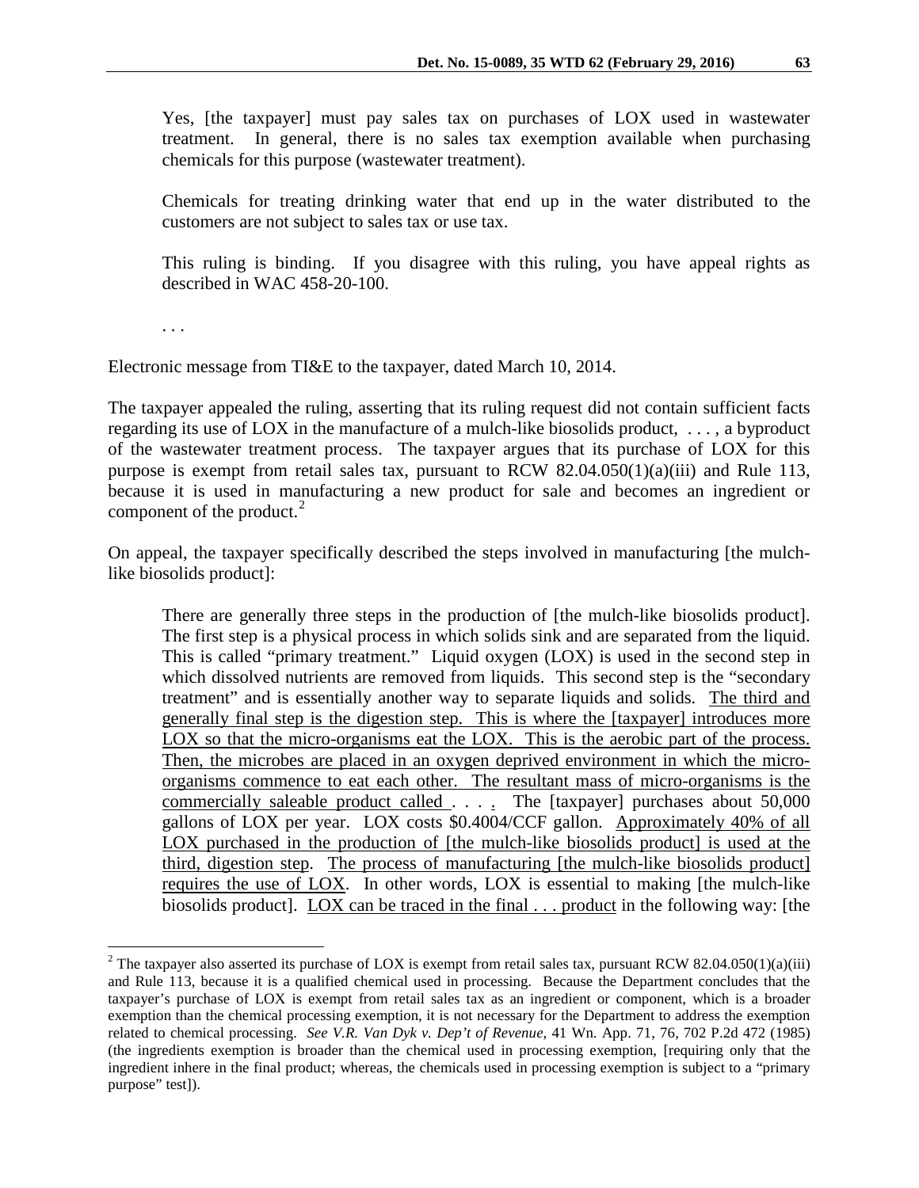> Yes, [the taxpayer] must pay sales tax on purchases of LOX used in wastewater treatment. In general, there is no sales tax exemption available when purchasing chemicals for this purpose (wastewater treatment).
>
> Chemicals for treating drinking water that end up in the water distributed to the customers are not subject to sales tax or use tax.
>
> This ruling is binding. If you disagree with this ruling, you have appeal rights as described in WAC 458-20-100.
>
> . . .

Electronic message from TI&E to the taxpayer, dated March 10, 2014.

The taxpayer appealed the ruling, asserting that its ruling request did not contain sufficient facts regarding its use of LOX in the manufacture of a mulch-like biosolids product, . . . , a byproduct of the wastewater treatment process. The taxpayer argues that its purchase of LOX for this purpose is exempt from retail sales tax, pursuant to RCW 82.04.050(1)(a)(iii) and Rule 113, because it is used in manufacturing a new product for sale and becomes an ingredient or component of the product.[2]

On appeal, the taxpayer specifically described the steps involved in manufacturing [the mulch-like biosolids product]:

> There are generally three steps in the production of [the mulch-like biosolids product]. The first step is a physical process in which solids sink and are separated from the liquid. This is called "primary treatment." Liquid oxygen (LOX) is used in the second step in which dissolved nutrients are removed from liquids. This second step is the "secondary treatment" and is essentially another way to separate liquids and solids. <u>The third and generally final step is the digestion step. This is where the [taxpayer] introduces more LOX so that the micro-organisms eat the LOX. This is the aerobic part of the process. Then, the microbes are placed in an oxygen deprived environment in which the micro-organisms commence to eat each other. The resultant mass of micro-organisms is the commercially saleable product called . . . .</u> The [taxpayer] purchases about 50,000 gallons of LOX per year. LOX costs \$0.4004/CCF gallon. <u>Approximately 40% of all LOX purchased in the production of [the mulch-like biosolids product] is used at the third, digestion step</u>. <u>The process of manufacturing [the mulch-like biosolids product] requires the use of LOX</u>. In other words, LOX is essential to making [the mulch-like biosolids product]. <u>LOX can be traced in the final . . . product</u> in the following way: [the

---

[2] The taxpayer also asserted its purchase of LOX is exempt from retail sales tax, pursuant RCW 82.04.050(1)(a)(iii) and Rule 113, because it is a qualified chemical used in processing. Because the Department concludes that the taxpayer's purchase of LOX is exempt from retail sales tax as an ingredient or component, which is a broader exemption than the chemical processing exemption, it is not necessary for the Department to address the exemption related to chemical processing. *See V.R. Van Dyk v. Dep't of Revenue*, 41 Wn. App. 71, 76, 702 P.2d 472 (1985) (the ingredients exemption is broader than the chemical used in processing exemption, [requiring only that the ingredient inhere in the final product; whereas, the chemicals used in processing exemption is subject to a "primary purpose" test]).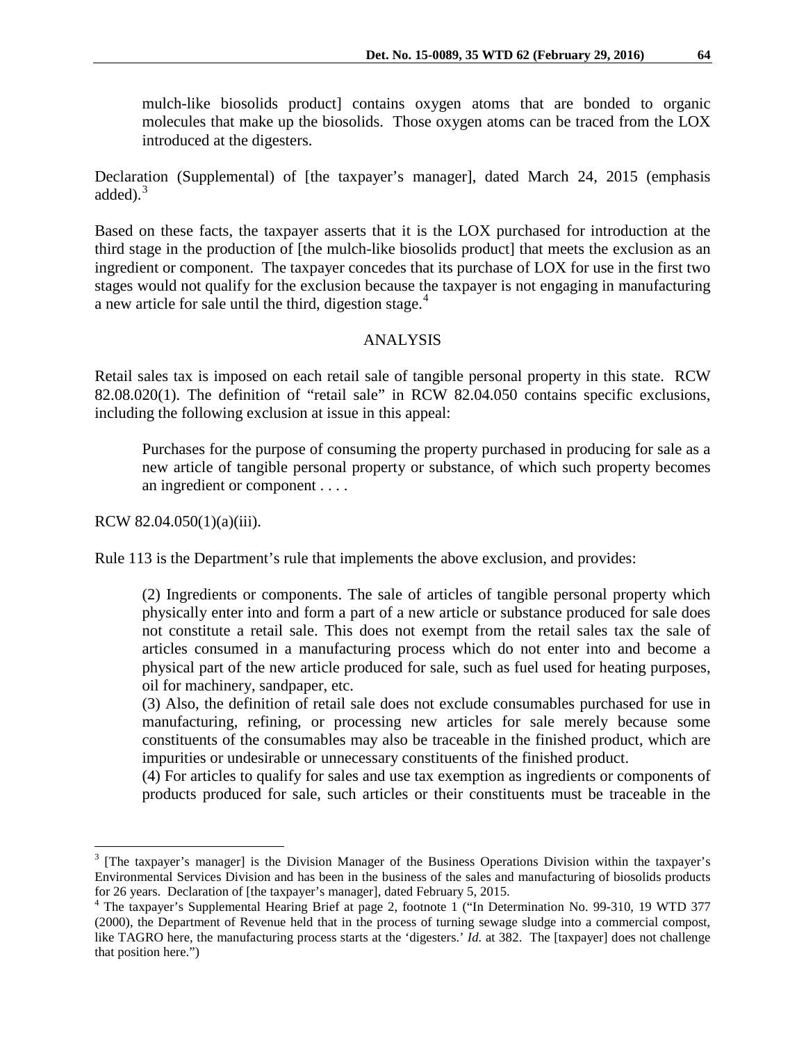mulch-like biosolids product] contains oxygen atoms that are bonded to organic molecules that make up the biosolids. Those oxygen atoms can be traced from the LOX introduced at the digesters.

Declaration (Supplemental) of [the taxpayer's manager], dated March 24, 2015 (emphasis added).[3]

Based on these facts, the taxpayer asserts that it is the LOX purchased for introduction at the third stage in the production of [the mulch-like biosolids product] that meets the exclusion as an ingredient or component. The taxpayer concedes that its purchase of LOX for use in the first two stages would not qualify for the exclusion because the taxpayer is not engaging in manufacturing a new article for sale until the third, digestion stage.[4]

## ANALYSIS

Retail sales tax is imposed on each retail sale of tangible personal property in this state. RCW 82.08.020(1). The definition of "retail sale" in RCW 82.04.050 contains specific exclusions, including the following exclusion at issue in this appeal:

> Purchases for the purpose of consuming the property purchased in producing for sale as a new article of tangible personal property or substance, of which such property becomes an ingredient or component . . . .

RCW 82.04.050(1)(a)(iii).

Rule 113 is the Department's rule that implements the above exclusion, and provides:

> (2) Ingredients or components. The sale of articles of tangible personal property which physically enter into and form a part of a new article or substance produced for sale does not constitute a retail sale. This does not exempt from the retail sales tax the sale of articles consumed in a manufacturing process which do not enter into and become a physical part of the new article produced for sale, such as fuel used for heating purposes, oil for machinery, sandpaper, etc.
>
> (3) Also, the definition of retail sale does not exclude consumables purchased for use in manufacturing, refining, or processing new articles for sale merely because some constituents of the consumables may also be traceable in the finished product, which are impurities or undesirable or unnecessary constituents of the finished product.
>
> (4) For articles to qualify for sales and use tax exemption as ingredients or components of products produced for sale, such articles or their constituents must be traceable in the

---

[3] [The taxpayer's manager] is the Division Manager of the Business Operations Division within the taxpayer's Environmental Services Division and has been in the business of the sales and manufacturing of biosolids products for 26 years. Declaration of [the taxpayer's manager], dated February 5, 2015.

[4] The taxpayer's Supplemental Hearing Brief at page 2, footnote 1 ("In Determination No. 99-310, 19 WTD 377 (2000), the Department of Revenue held that in the process of turning sewage sludge into a commercial compost, like TAGRO here, the manufacturing process starts at the 'digesters.' *Id.* at 382. The [taxpayer] does not challenge that position here.")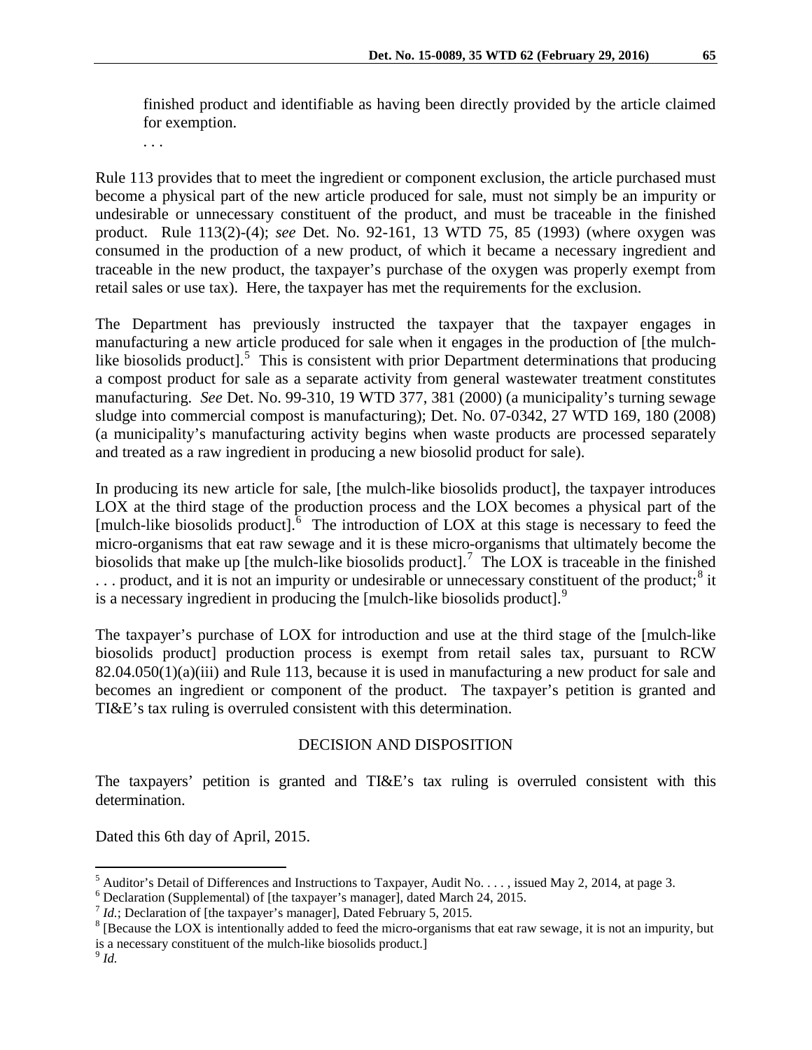finished product and identifiable as having been directly provided by the article claimed for exemption.

. . .

Rule 113 provides that to meet the ingredient or component exclusion, the article purchased must become a physical part of the new article produced for sale, must not simply be an impurity or undesirable or unnecessary constituent of the product, and must be traceable in the finished product. Rule 113(2)-(4); *see* Det. No. 92-161, 13 WTD 75, 85 (1993) (where oxygen was consumed in the production of a new product, of which it became a necessary ingredient and traceable in the new product, the taxpayer's purchase of the oxygen was properly exempt from retail sales or use tax). Here, the taxpayer has met the requirements for the exclusion.

The Department has previously instructed the taxpayer that the taxpayer engages in manufacturing a new article produced for sale when it engages in the production of [the mulch-like biosolids product].[5] This is consistent with prior Department determinations that producing a compost product for sale as a separate activity from general wastewater treatment constitutes manufacturing. *See* Det. No. 99-310, 19 WTD 377, 381 (2000) (a municipality's turning sewage sludge into commercial compost is manufacturing); Det. No. 07-0342, 27 WTD 169, 180 (2008) (a municipality's manufacturing activity begins when waste products are processed separately and treated as a raw ingredient in producing a new biosolid product for sale).

In producing its new article for sale, [the mulch-like biosolids product], the taxpayer introduces LOX at the third stage of the production process and the LOX becomes a physical part of the [mulch-like biosolids product].[6] The introduction of LOX at this stage is necessary to feed the micro-organisms that eat raw sewage and it is these micro-organisms that ultimately become the biosolids that make up [the mulch-like biosolids product].[7] The LOX is traceable in the finished . . . product, and it is not an impurity or undesirable or unnecessary constituent of the product;[8] it is a necessary ingredient in producing the [mulch-like biosolids product].[9]

The taxpayer's purchase of LOX for introduction and use at the third stage of the [mulch-like biosolids product] production process is exempt from retail sales tax, pursuant to RCW 82.04.050(1)(a)(iii) and Rule 113, because it is used in manufacturing a new product for sale and becomes an ingredient or component of the product. The taxpayer's petition is granted and TI&E's tax ruling is overruled consistent with this determination.

## DECISION AND DISPOSITION

The taxpayers' petition is granted and TI&E's tax ruling is overruled consistent with this determination.

Dated this 6th day of April, 2015.

---

[5] Auditor's Detail of Differences and Instructions to Taxpayer, Audit No. . . . , issued May 2, 2014, at page 3.

[6] Declaration (Supplemental) of [the taxpayer's manager], dated March 24, 2015.

[7] *Id.*; Declaration of [the taxpayer's manager], Dated February 5, 2015.

[8] [Because the LOX is intentionally added to feed the micro-organisms that eat raw sewage, it is not an impurity, but is a necessary constituent of the mulch-like biosolids product.]

[9] *Id.*